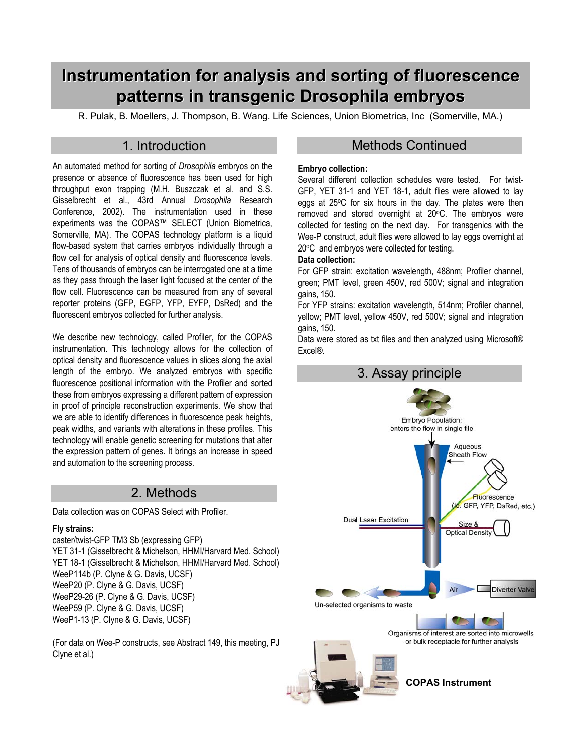// Poster page: two columns merged into reading order; the assay diagram's text labels are kept because no images were detected.
# Instrumentation for analysis and sorting of fluorescence patterns in transgenic Drosophila embryos

R. Pulak, B. Moellers, J. Thompson, B. Wang. Life Sciences, Union Biometrica, Inc (Somerville, MA.)

## 1. Introduction

An automated method for sorting of *Drosophila* embryos on the presence or absence of fluorescence has been used for high throughput exon trapping (M.H. Buszczak et al. and S.S. Gisselbrecht et al., 43rd Annual *Drosophila* Research Conference, 2002). The instrumentation used in these experiments was the COPAS™ SELECT (Union Biometrica, Somerville, MA). The COPAS technology platform is a liquid flow-based system that carries embryos individually through a flow cell for analysis of optical density and fluorescence levels. Tens of thousands of embryos can be interrogated one at a time as they pass through the laser light focused at the center of the flow cell. Fluorescence can be measured from any of several reporter proteins (GFP, EGFP, YFP, EYFP, DsRed) and the fluorescent embryos collected for further analysis.

We describe new technology, called Profiler, for the COPAS instrumentation. This technology allows for the collection of optical density and fluorescence values in slices along the axial length of the embryo. We analyzed embryos with specific fluorescence positional information with the Profiler and sorted these from embryos expressing a different pattern of expression in proof of principle reconstruction experiments. We show that we are able to identify differences in fluorescence peak heights, peak widths, and variants with alterations in these profiles. This technology will enable genetic screening for mutations that alter the expression pattern of genes. It brings an increase in speed and automation to the screening process.

## 2. Methods

Data collection was on COPAS Select with Profiler.

**Fly strains:**

caster/twist-GFP TM3 Sb (expressing GFP)  
YET 31-1 (Gisselbrecht & Michelson, HHMI/Harvard Med. School)  
YET 18-1 (Gisselbrecht & Michelson, HHMI/Harvard Med. School)  
WeeP114b (P. Clyne & G. Davis, UCSF)  
WeeP20 (P. Clyne & G. Davis, UCSF)  
WeeP29-26 (P. Clyne & G. Davis, UCSF)  
WeeP59 (P. Clyne & G. Davis, UCSF)  
WeeP1-13 (P. Clyne & G. Davis, UCSF)

(For data on Wee-P constructs, see Abstract 149, this meeting, PJ Clyne et al.)

## Methods Continued

**Embryo collection:**

Several different collection schedules were tested. For twist-GFP, YET 31-1 and YET 18-1, adult flies were allowed to lay eggs at 25°C for six hours in the day. The plates were then removed and stored overnight at 20°C. The embryos were collected for testing on the next day. For transgenics with the Wee-P construct, adult flies were allowed to lay eggs overnight at 20°C and embryos were collected for testing.

**Data collection:**

For GFP strain: excitation wavelength, 488nm; Profiler channel, green; PMT level, green 450V, red 500V; signal and integration gains, 150.

For YFP strains: excitation wavelength, 514nm; Profiler channel, yellow; PMT level, yellow 450V, red 500V; signal and integration gains, 150.

Data were stored as txt files and then analyzed using Microsoft® Excel®.

## 3. Assay principle

Embryo Population: enters the flow in single file

Aqueous Sheath Flow

Fluorescence (ie. GFP, YFP, DsRed, etc.)

Dual Laser Excitation

Size & Optical Density

Air

Diverter Valve

Un-selected organisms to waste

Organisms of interest are sorted into microwells or bulk receptacle for further analysis

**COPAS Instrument**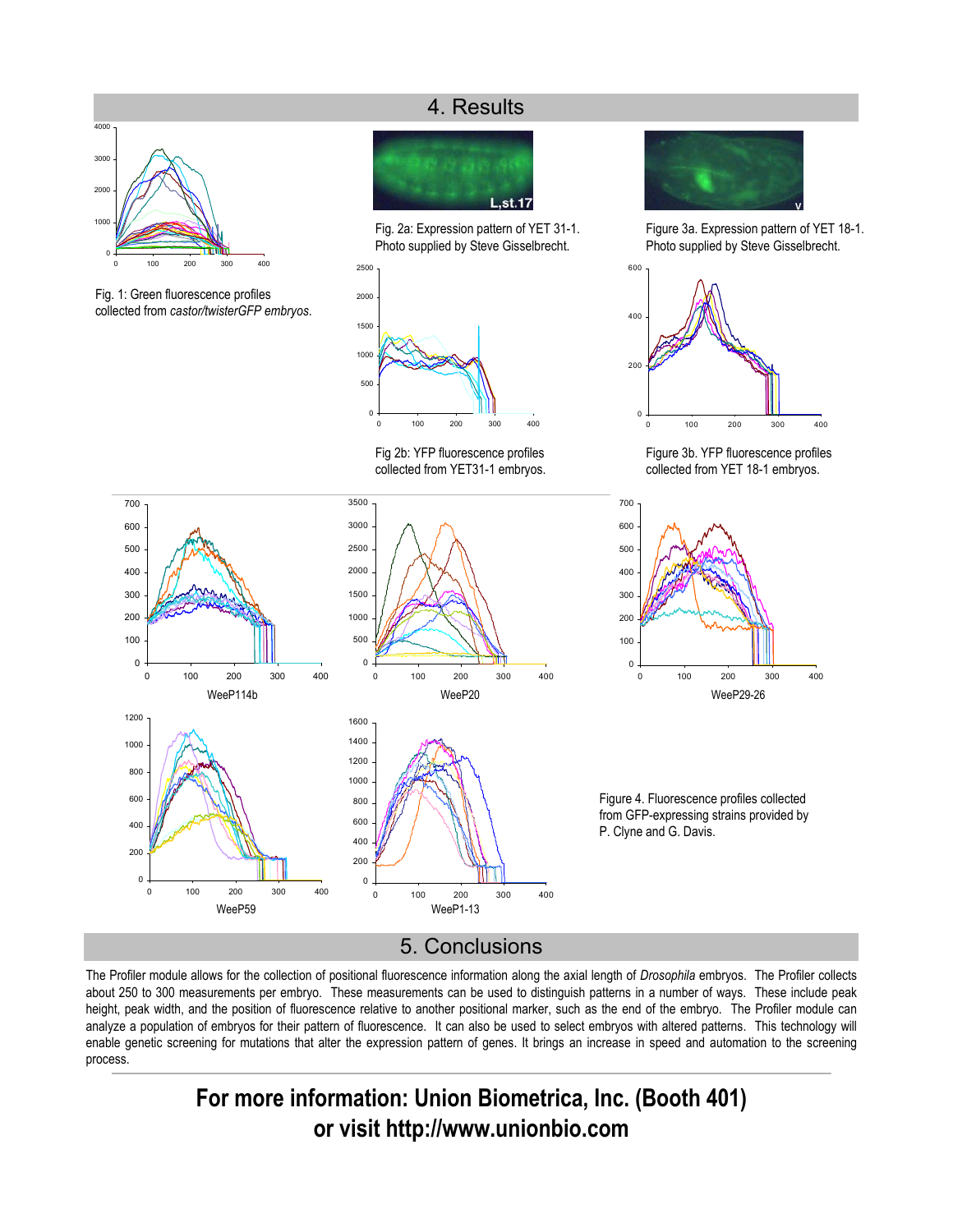# 4. Results

4000
3000
2000
1000
0
0 100 200 300 400

Fig. 1: Green fluorescence profiles collected from *castor/twisterGFP embryos*.

L,st.17

Fig. 2a: Expression pattern of YET 31-1. Photo supplied by Steve Gisselbrecht.

2500
2000
1500
1000
500
0
0 100 200 300 400

Fig 2b: YFP fluorescence profiles collected from YET31-1 embryos.

v

Figure 3a. Expression pattern of YET 18-1. Photo supplied by Steve Gisselbrecht.

600
400
200
0
0 100 200 300 400

Figure 3b. YFP fluorescence profiles collected from YET 18-1 embryos.

700
600
500
400
300
200
100
0
0 100 200 300 400
WeeP114b

3500
3000
2500
2000
1500
1000
500
0
0 100 200 300 400
WeeP20

700
600
500
400
300
200
100
0
0 100 200 300 400
WeeP29-26

1200
1000
800
600
400
200
0
0 100 200 300 400
WeeP59

1600
1400
1200
1000
800
600
400
200
0
0 100 200 300 400
WeeP1-13

Figure 4. Fluorescence profiles collected from GFP-expressing strains provided by P. Clyne and G. Davis.

# 5. Conclusions

The Profiler module allows for the collection of positional fluorescence information along the axial length of *Drosophila* embryos. The Profiler collects about 250 to 300 measurements per embryo. These measurements can be used to distinguish patterns in a number of ways. These include peak height, peak width, and the position of fluorescence relative to another positional marker, such as the end of the embryo. The Profiler module can analyze a population of embryos for their pattern of fluorescence. It can also be used to select embryos with altered patterns. This technology will enable genetic screening for mutations that alter the expression pattern of genes. It brings an increase in speed and automation to the screening process.

**For more information: Union Biometrica, Inc. (Booth 401)**
**or visit http://www.unionbio.com**